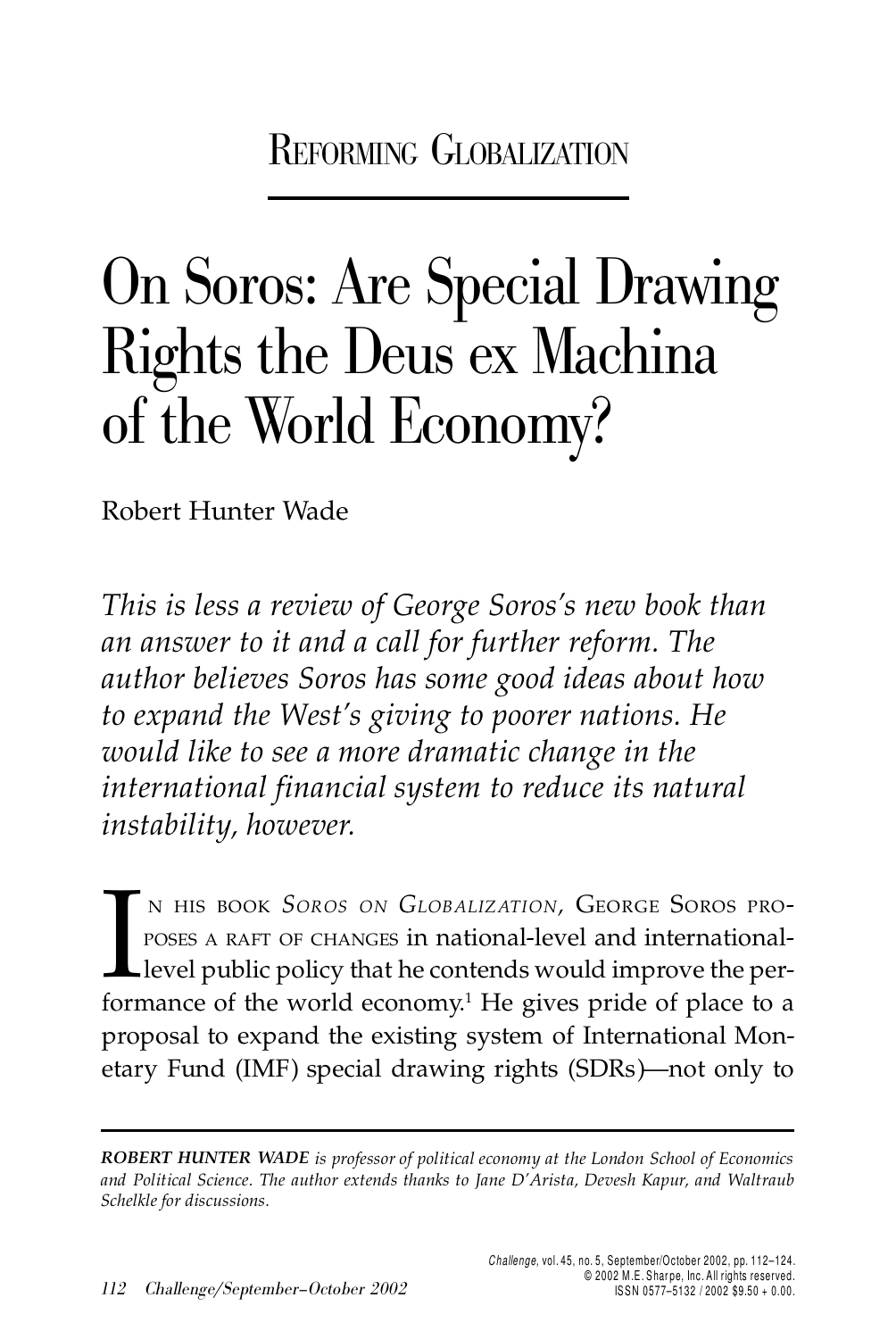REFORMING GLOBALIZATION

# On Soros: Are Special Drawing Rights the Deus ex Machina of the World Economy?

Robert Hunter Wade

*This is less a review of George Soros's new book than an answer to it and a call for further reform. The author believes Soros has some good ideas about how to expand the West's giving to poorer nations. He would like to see a more dramatic change in the international financial system to reduce its natural instability, however.*

IN HIS BOOK *SOROS ON GLOBALIZATION*, GEORGE SOROS PROPOSES A RAFT OF CHANGES in national-level and international-level public policy that he contends would improve the performance of the world economy.[1] He gives pride of place to a proposal to expand the existing system of International Monetary Fund (IMF) special drawing rights (SDRs)—not only to

---

***ROBERT HUNTER WADE*** *is professor of political economy at the London School of Economics and Political Science. The author extends thanks to Jane D'Arista, Devesh Kapur, and Waltraub Schelkle for discussions.*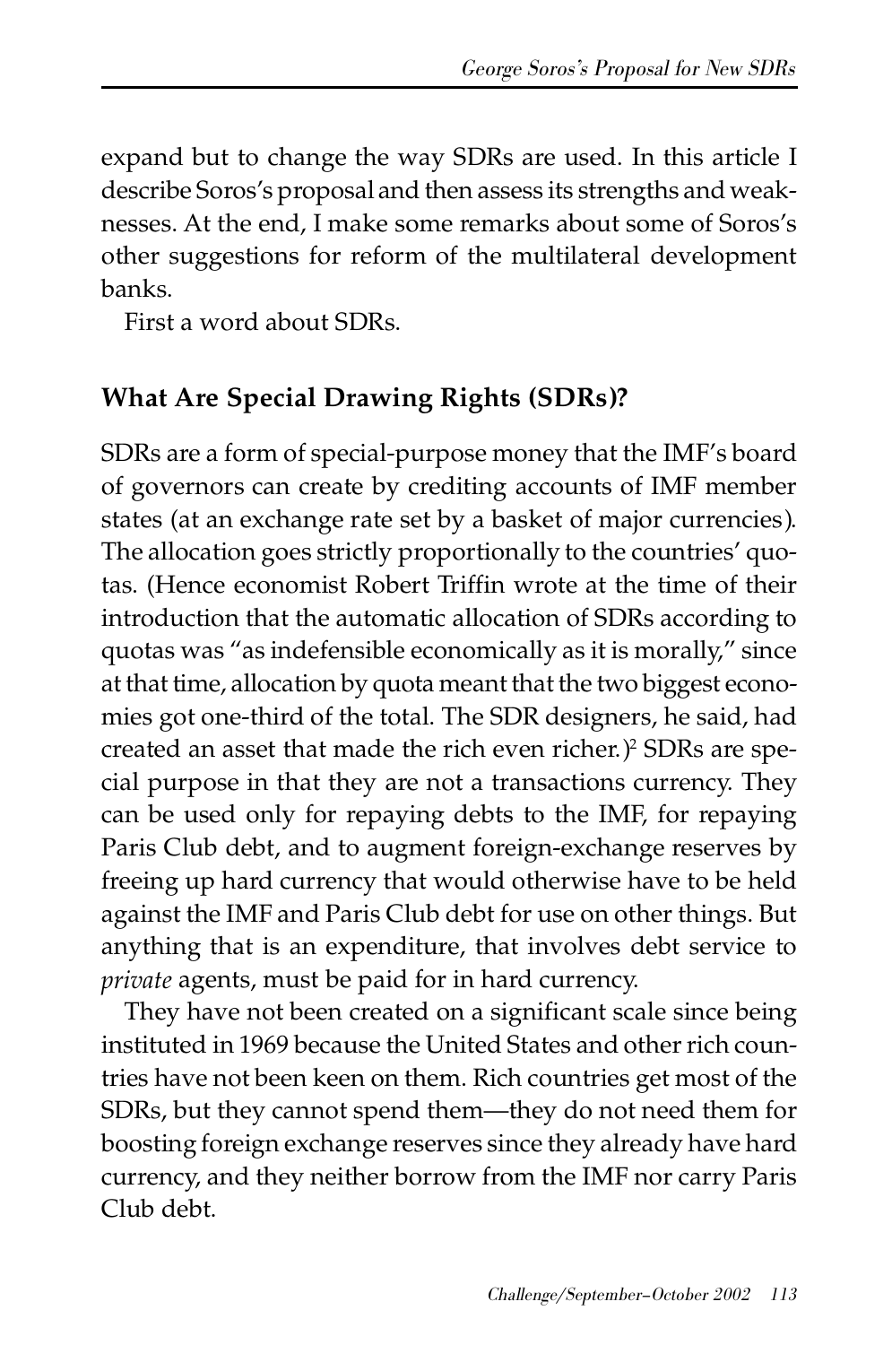expand but to change the way SDRs are used. In this article I describe Soros's proposal and then assess its strengths and weaknesses. At the end, I make some remarks about some of Soros's other suggestions for reform of the multilateral development banks.

First a word about SDRs.

## What Are Special Drawing Rights (SDRs)?

SDRs are a form of special-purpose money that the IMF's board of governors can create by crediting accounts of IMF member states (at an exchange rate set by a basket of major currencies). The allocation goes strictly proportionally to the countries' quotas. (Hence economist Robert Triffin wrote at the time of their introduction that the automatic allocation of SDRs according to quotas was "as indefensible economically as it is morally," since at that time, allocation by quota meant that the two biggest economies got one-third of the total. The SDR designers, he said, had created an asset that made the rich even richer.)[2] SDRs are special purpose in that they are not a transactions currency. They can be used only for repaying debts to the IMF, for repaying Paris Club debt, and to augment foreign-exchange reserves by freeing up hard currency that would otherwise have to be held against the IMF and Paris Club debt for use on other things. But anything that is an expenditure, that involves debt service to *private* agents, must be paid for in hard currency.

They have not been created on a significant scale since being instituted in 1969 because the United States and other rich countries have not been keen on them. Rich countries get most of the SDRs, but they cannot spend them—they do not need them for boosting foreign exchange reserves since they already have hard currency, and they neither borrow from the IMF nor carry Paris Club debt.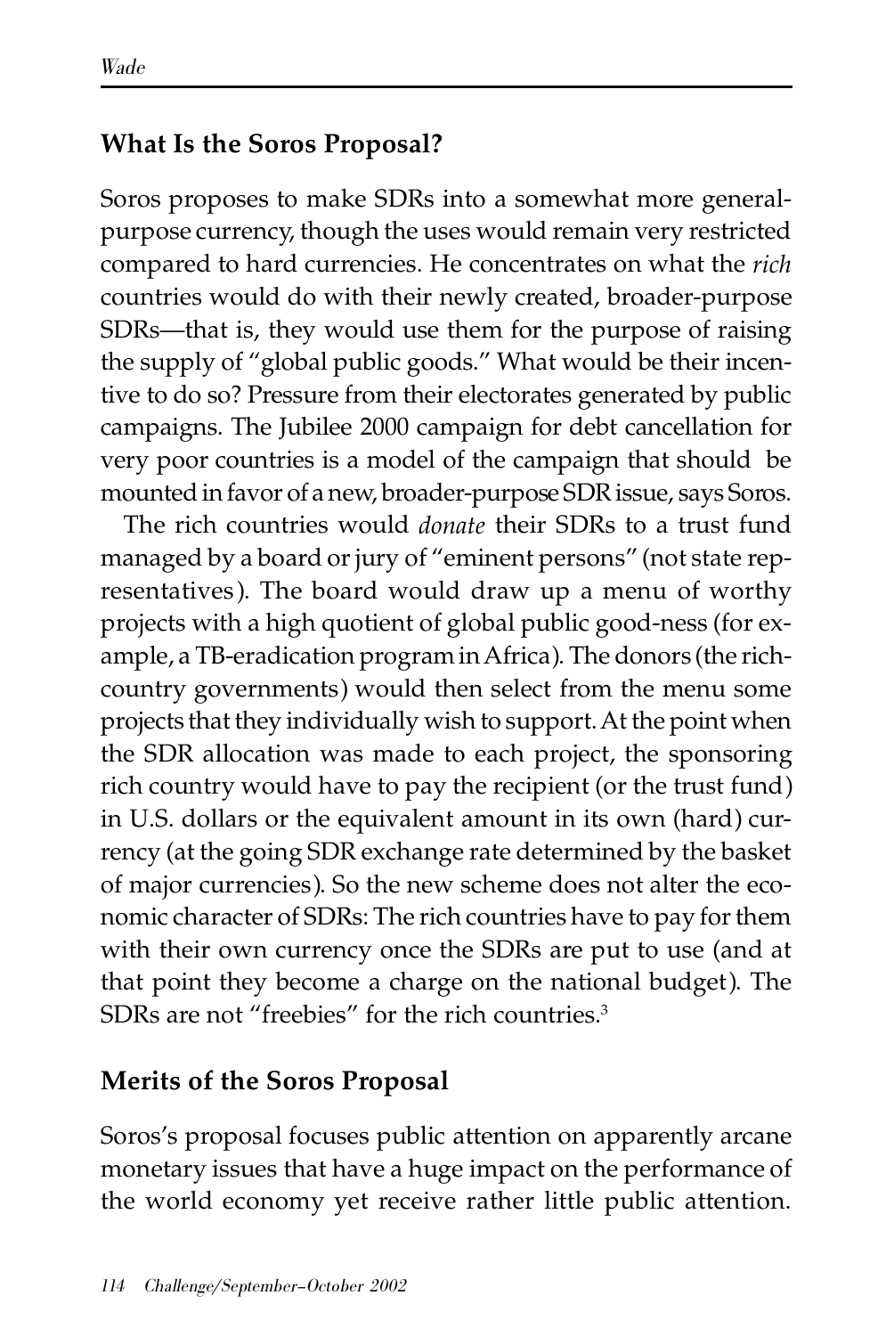## What Is the Soros Proposal?

Soros proposes to make SDRs into a somewhat more general-purpose currency, though the uses would remain very restricted compared to hard currencies. He concentrates on what the *rich* countries would do with their newly created, broader-purpose SDRs—that is, they would use them for the purpose of raising the supply of "global public goods." What would be their incentive to do so? Pressure from their electorates generated by public campaigns. The Jubilee 2000 campaign for debt cancellation for very poor countries is a model of the campaign that should be mounted in favor of a new, broader-purpose SDR issue, says Soros.

The rich countries would *donate* their SDRs to a trust fund managed by a board or jury of "eminent persons" (not state representatives). The board would draw up a menu of worthy projects with a high quotient of global public good-ness (for example, a TB-eradication program in Africa). The donors (the rich-country governments) would then select from the menu some projects that they individually wish to support. At the point when the SDR allocation was made to each project, the sponsoring rich country would have to pay the recipient (or the trust fund) in U.S. dollars or the equivalent amount in its own (hard) currency (at the going SDR exchange rate determined by the basket of major currencies). So the new scheme does not alter the economic character of SDRs: The rich countries have to pay for them with their own currency once the SDRs are put to use (and at that point they become a charge on the national budget). The SDRs are not "freebies" for the rich countries.[3]

## Merits of the Soros Proposal

Soros's proposal focuses public attention on apparently arcane monetary issues that have a huge impact on the performance of the world economy yet receive rather little public attention.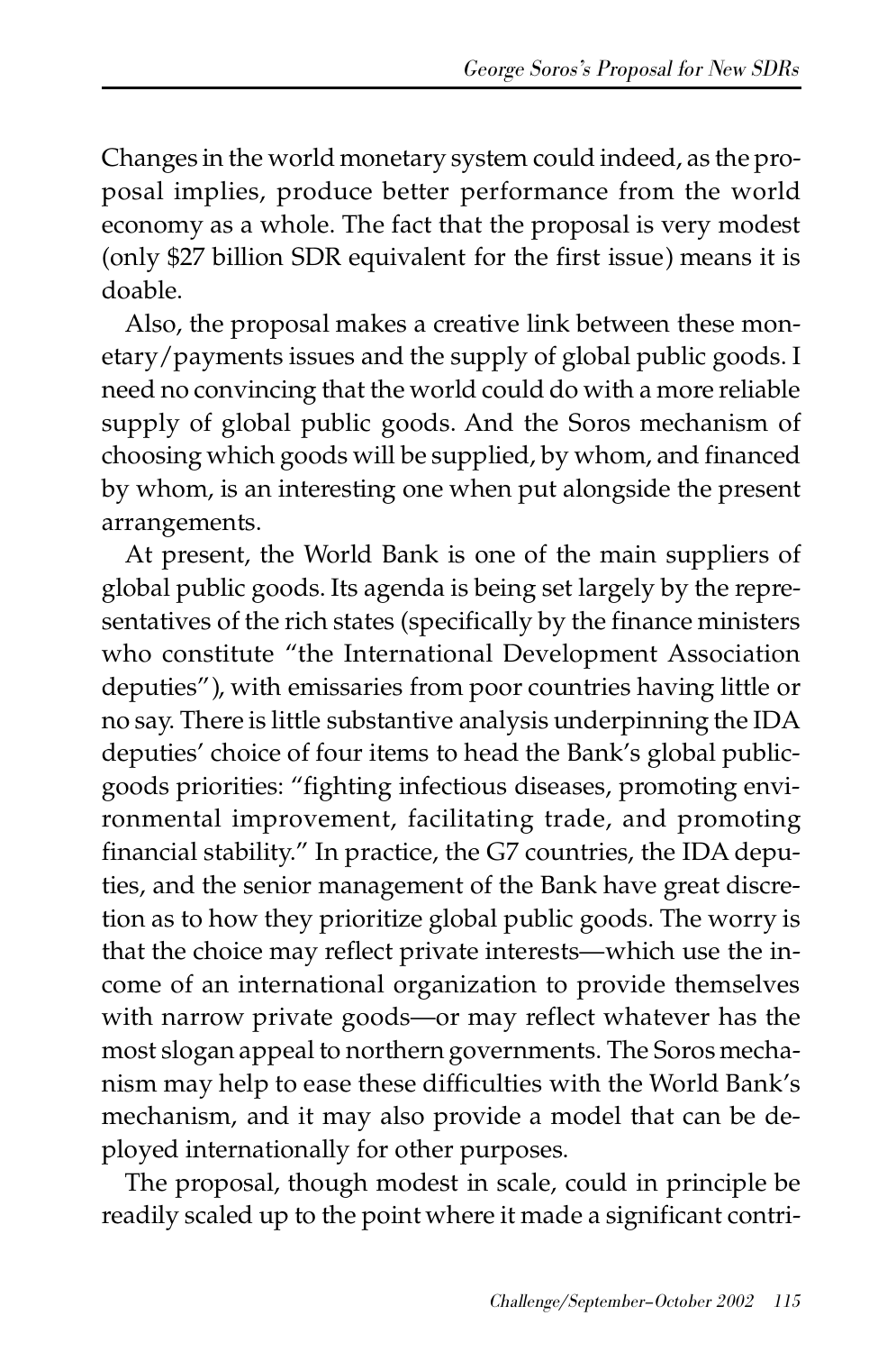Changes in the world monetary system could indeed, as the proposal implies, produce better performance from the world economy as a whole. The fact that the proposal is very modest (only $27 billion SDR equivalent for the first issue) means it is doable.

Also, the proposal makes a creative link between these monetary/payments issues and the supply of global public goods. I need no convincing that the world could do with a more reliable supply of global public goods. And the Soros mechanism of choosing which goods will be supplied, by whom, and financed by whom, is an interesting one when put alongside the present arrangements.

At present, the World Bank is one of the main suppliers of global public goods. Its agenda is being set largely by the representatives of the rich states (specifically by the finance ministers who constitute "the International Development Association deputies"), with emissaries from poor countries having little or no say. There is little substantive analysis underpinning the IDA deputies' choice of four items to head the Bank's global public-goods priorities: "fighting infectious diseases, promoting environmental improvement, facilitating trade, and promoting financial stability." In practice, the G7 countries, the IDA deputies, and the senior management of the Bank have great discretion as to how they prioritize global public goods. The worry is that the choice may reflect private interests—which use the income of an international organization to provide themselves with narrow private goods—or may reflect whatever has the most slogan appeal to northern governments. The Soros mechanism may help to ease these difficulties with the World Bank's mechanism, and it may also provide a model that can be deployed internationally for other purposes.

The proposal, though modest in scale, could in principle be readily scaled up to the point where it made a significant contri-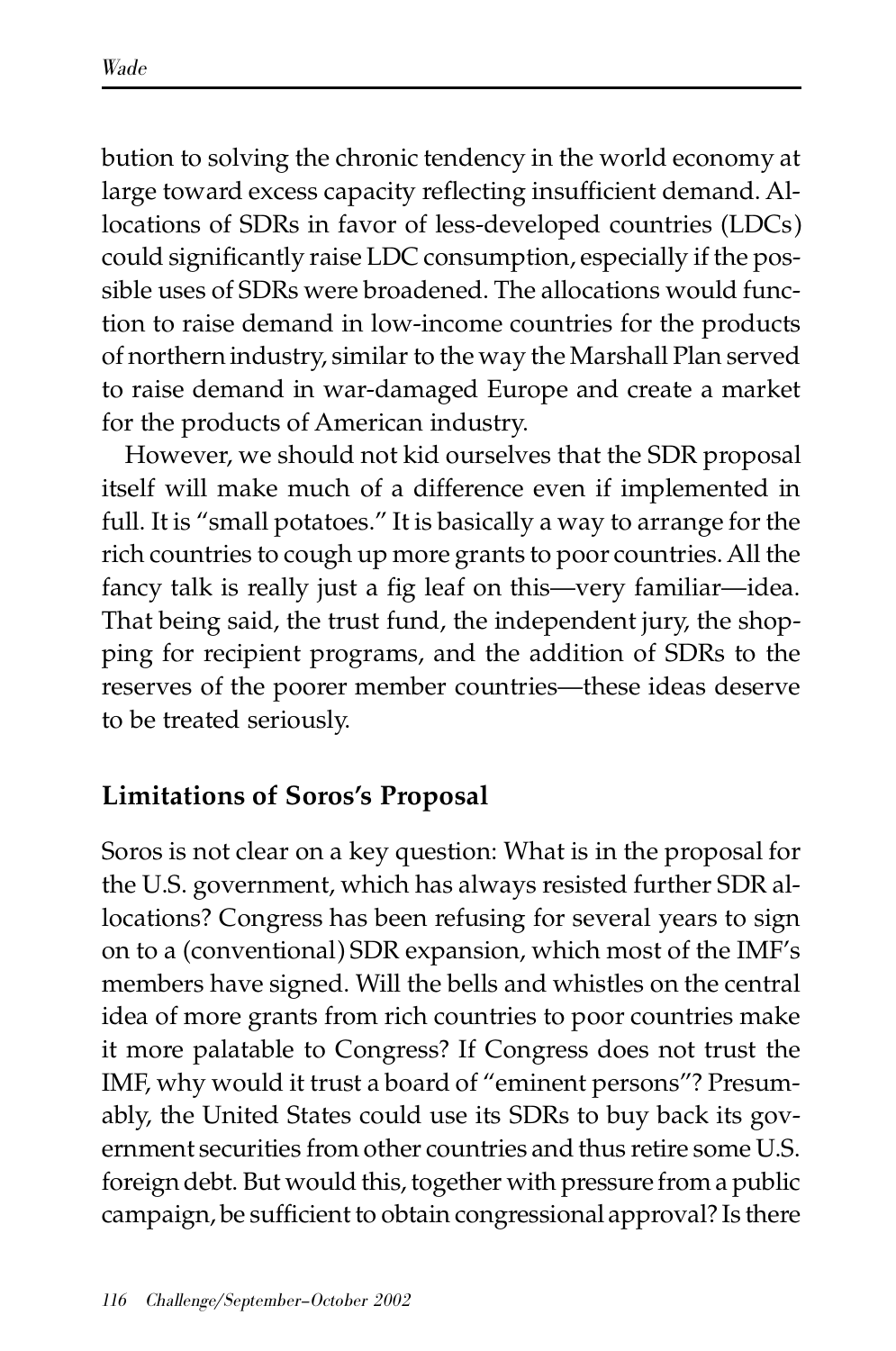bution to solving the chronic tendency in the world economy at large toward excess capacity reflecting insufficient demand. Allocations of SDRs in favor of less-developed countries (LDCs) could significantly raise LDC consumption, especially if the possible uses of SDRs were broadened. The allocations would function to raise demand in low-income countries for the products of northern industry, similar to the way the Marshall Plan served to raise demand in war-damaged Europe and create a market for the products of American industry.

However, we should not kid ourselves that the SDR proposal itself will make much of a difference even if implemented in full. It is "small potatoes." It is basically a way to arrange for the rich countries to cough up more grants to poor countries. All the fancy talk is really just a fig leaf on this—very familiar—idea. That being said, the trust fund, the independent jury, the shopping for recipient programs, and the addition of SDRs to the reserves of the poorer member countries—these ideas deserve to be treated seriously.

## Limitations of Soros's Proposal

Soros is not clear on a key question: What is in the proposal for the U.S. government, which has always resisted further SDR allocations? Congress has been refusing for several years to sign on to a (conventional) SDR expansion, which most of the IMF's members have signed. Will the bells and whistles on the central idea of more grants from rich countries to poor countries make it more palatable to Congress? If Congress does not trust the IMF, why would it trust a board of "eminent persons"? Presumably, the United States could use its SDRs to buy back its government securities from other countries and thus retire some U.S. foreign debt. But would this, together with pressure from a public campaign, be sufficient to obtain congressional approval? Is there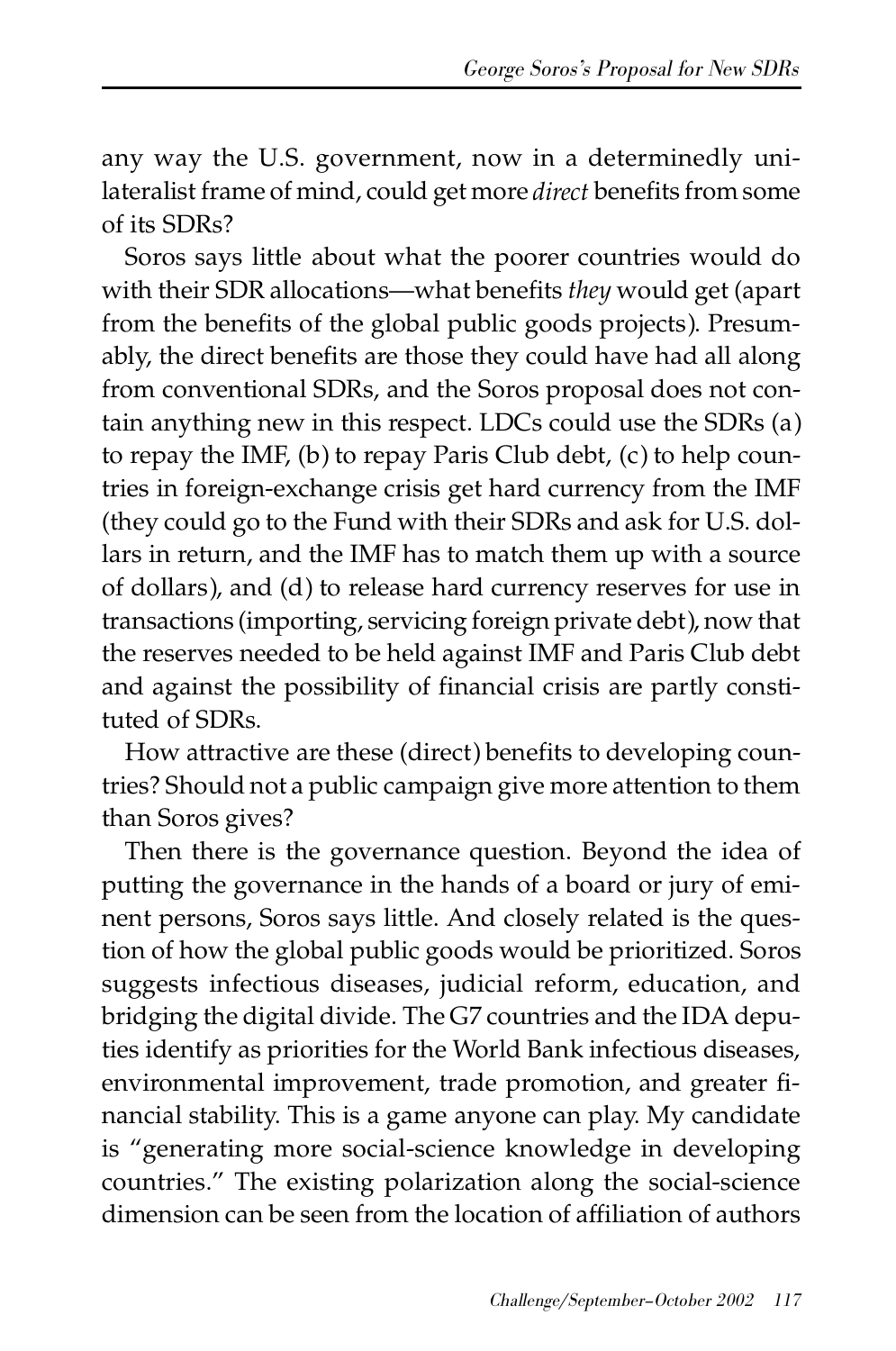any way the U.S. government, now in a determinedly unilateralist frame of mind, could get more *direct* benefits from some of its SDRs?

Soros says little about what the poorer countries would do with their SDR allocations—what benefits *they* would get (apart from the benefits of the global public goods projects). Presumably, the direct benefits are those they could have had all along from conventional SDRs, and the Soros proposal does not contain anything new in this respect. LDCs could use the SDRs (a) to repay the IMF, (b) to repay Paris Club debt, (c) to help countries in foreign-exchange crisis get hard currency from the IMF (they could go to the Fund with their SDRs and ask for U.S. dollars in return, and the IMF has to match them up with a source of dollars), and (d) to release hard currency reserves for use in transactions (importing, servicing foreign private debt), now that the reserves needed to be held against IMF and Paris Club debt and against the possibility of financial crisis are partly constituted of SDRs.

How attractive are these (direct) benefits to developing countries? Should not a public campaign give more attention to them than Soros gives?

Then there is the governance question. Beyond the idea of putting the governance in the hands of a board or jury of eminent persons, Soros says little. And closely related is the question of how the global public goods would be prioritized. Soros suggests infectious diseases, judicial reform, education, and bridging the digital divide. The G7 countries and the IDA deputies identify as priorities for the World Bank infectious diseases, environmental improvement, trade promotion, and greater financial stability. This is a game anyone can play. My candidate is "generating more social-science knowledge in developing countries." The existing polarization along the social-science dimension can be seen from the location of affiliation of authors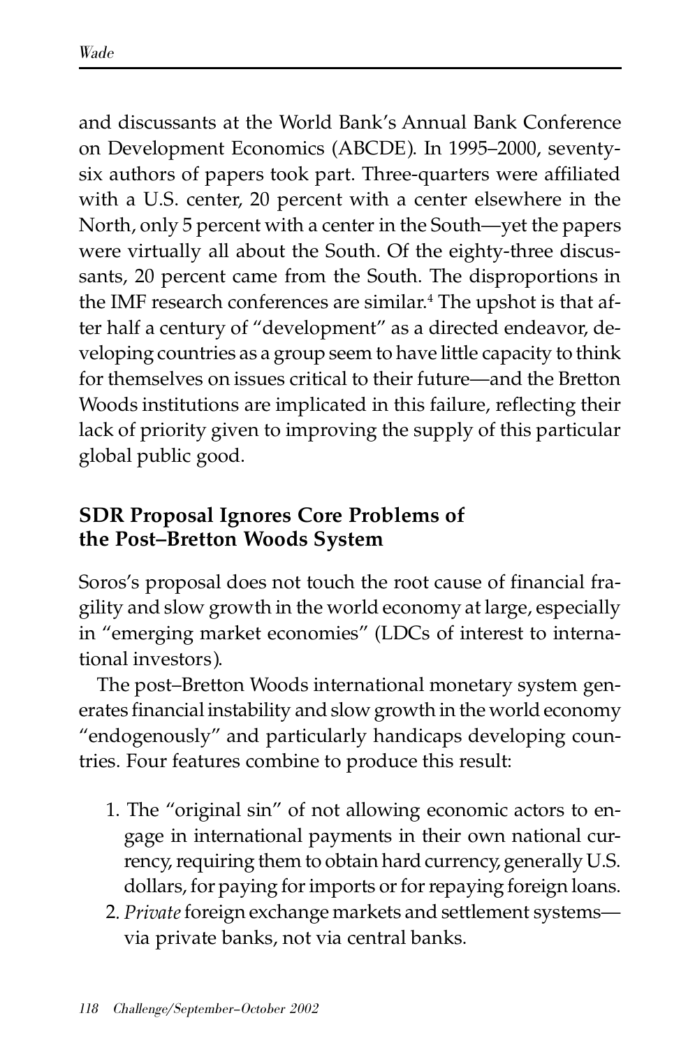and discussants at the World Bank's Annual Bank Conference on Development Economics (ABCDE). In 1995–2000, seventy-six authors of papers took part. Three-quarters were affiliated with a U.S. center, 20 percent with a center elsewhere in the North, only 5 percent with a center in the South—yet the papers were virtually all about the South. Of the eighty-three discussants, 20 percent came from the South. The disproportions in the IMF research conferences are similar.[4] The upshot is that after half a century of "development" as a directed endeavor, developing countries as a group seem to have little capacity to think for themselves on issues critical to their future—and the Bretton Woods institutions are implicated in this failure, reflecting their lack of priority given to improving the supply of this particular global public good.

## SDR Proposal Ignores Core Problems of the Post–Bretton Woods System

Soros's proposal does not touch the root cause of financial fragility and slow growth in the world economy at large, especially in "emerging market economies" (LDCs of interest to international investors).

The post–Bretton Woods international monetary system generates financial instability and slow growth in the world economy "endogenously" and particularly handicaps developing countries. Four features combine to produce this result:

1. The "original sin" of not allowing economic actors to engage in international payments in their own national currency, requiring them to obtain hard currency, generally U.S. dollars, for paying for imports or for repaying foreign loans.
2. *Private* foreign exchange markets and settlement systems—via private banks, not via central banks.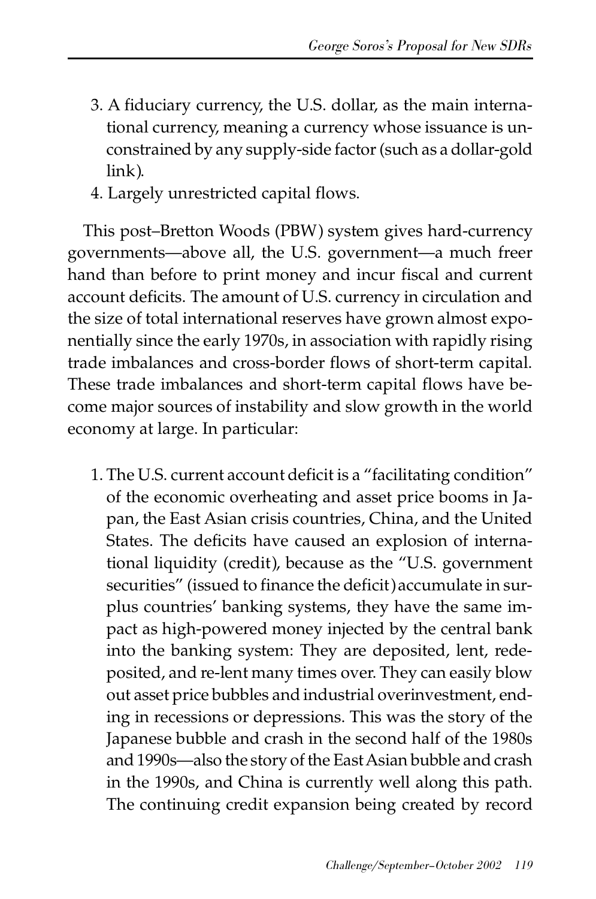3. A fiduciary currency, the U.S. dollar, as the main international currency, meaning a currency whose issuance is unconstrained by any supply-side factor (such as a dollar-gold link).
4. Largely unrestricted capital flows.

This post–Bretton Woods (PBW) system gives hard-currency governments—above all, the U.S. government—a much freer hand than before to print money and incur fiscal and current account deficits. The amount of U.S. currency in circulation and the size of total international reserves have grown almost exponentially since the early 1970s, in association with rapidly rising trade imbalances and cross-border flows of short-term capital. These trade imbalances and short-term capital flows have become major sources of instability and slow growth in the world economy at large. In particular:

1. The U.S. current account deficit is a "facilitating condition" of the economic overheating and asset price booms in Japan, the East Asian crisis countries, China, and the United States. The deficits have caused an explosion of international liquidity (credit), because as the "U.S. government securities" (issued to finance the deficit) accumulate in surplus countries' banking systems, they have the same impact as high-powered money injected by the central bank into the banking system: They are deposited, lent, redeposited, and re-lent many times over. They can easily blow out asset price bubbles and industrial overinvestment, ending in recessions or depressions. This was the story of the Japanese bubble and crash in the second half of the 1980s and 1990s—also the story of the East Asian bubble and crash in the 1990s, and China is currently well along this path. The continuing credit expansion being created by record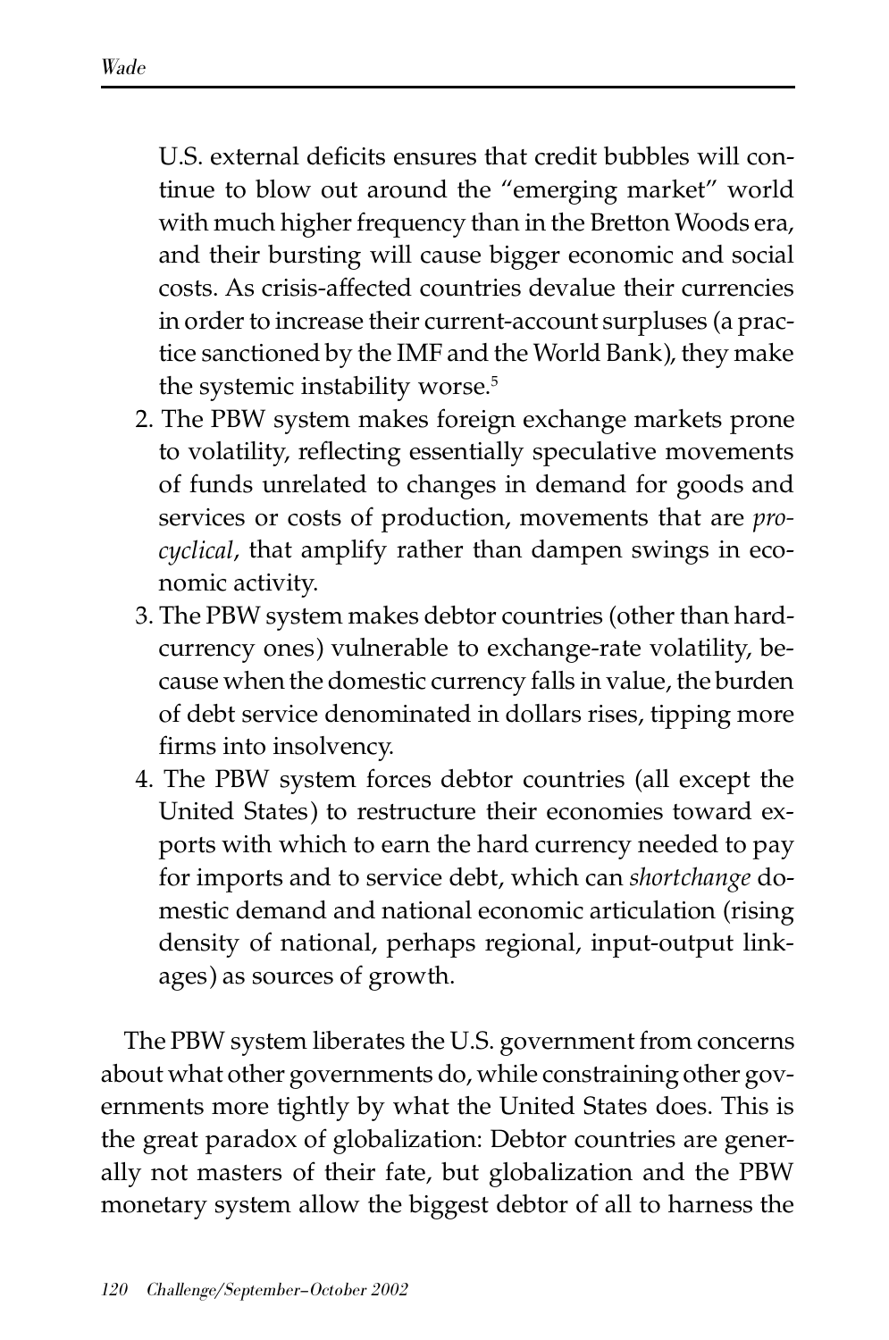U.S. external deficits ensures that credit bubbles will continue to blow out around the "emerging market" world with much higher frequency than in the Bretton Woods era, and their bursting will cause bigger economic and social costs. As crisis-affected countries devalue their currencies in order to increase their current-account surpluses (a practice sanctioned by the IMF and the World Bank), they make the systemic instability worse.[5]

2. The PBW system makes foreign exchange markets prone to volatility, reflecting essentially speculative movements of funds unrelated to changes in demand for goods and services or costs of production, movements that are *procyclical*, that amplify rather than dampen swings in economic activity.
3. The PBW system makes debtor countries (other than hard-currency ones) vulnerable to exchange-rate volatility, because when the domestic currency falls in value, the burden of debt service denominated in dollars rises, tipping more firms into insolvency.
4. The PBW system forces debtor countries (all except the United States) to restructure their economies toward exports with which to earn the hard currency needed to pay for imports and to service debt, which can *shortchange* domestic demand and national economic articulation (rising density of national, perhaps regional, input-output linkages) as sources of growth.

The PBW system liberates the U.S. government from concerns about what other governments do, while constraining other governments more tightly by what the United States does. This is the great paradox of globalization: Debtor countries are generally not masters of their fate, but globalization and the PBW monetary system allow the biggest debtor of all to harness the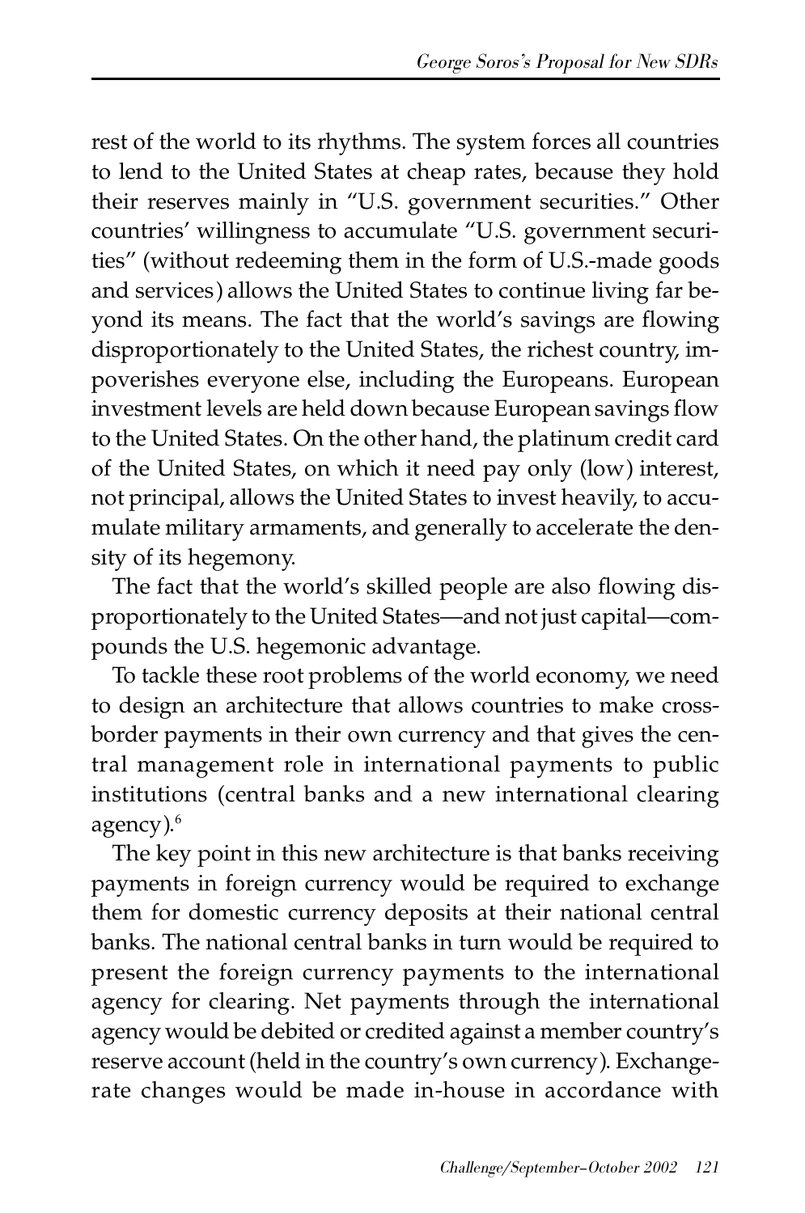rest of the world to its rhythms. The system forces all countries to lend to the United States at cheap rates, because they hold their reserves mainly in "U.S. government securities." Other countries' willingness to accumulate "U.S. government securities" (without redeeming them in the form of U.S.-made goods and services) allows the United States to continue living far beyond its means. The fact that the world's savings are flowing disproportionately to the United States, the richest country, impoverishes everyone else, including the Europeans. European investment levels are held down because European savings flow to the United States. On the other hand, the platinum credit card of the United States, on which it need pay only (low) interest, not principal, allows the United States to invest heavily, to accumulate military armaments, and generally to accelerate the density of its hegemony.

The fact that the world's skilled people are also flowing disproportionately to the United States—and not just capital—compounds the U.S. hegemonic advantage.

To tackle these root problems of the world economy, we need to design an architecture that allows countries to make cross-border payments in their own currency and that gives the central management role in international payments to public institutions (central banks and a new international clearing agency).[6]

The key point in this new architecture is that banks receiving payments in foreign currency would be required to exchange them for domestic currency deposits at their national central banks. The national central banks in turn would be required to present the foreign currency payments to the international agency for clearing. Net payments through the international agency would be debited or credited against a member country's reserve account (held in the country's own currency). Exchange-rate changes would be made in-house in accordance with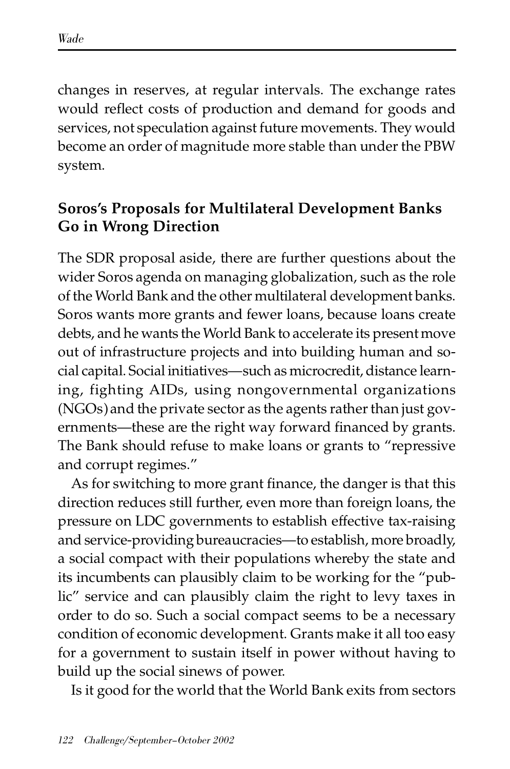changes in reserves, at regular intervals. The exchange rates would reflect costs of production and demand for goods and services, not speculation against future movements. They would become an order of magnitude more stable than under the PBW system.

## Soros's Proposals for Multilateral Development Banks Go in Wrong Direction

The SDR proposal aside, there are further questions about the wider Soros agenda on managing globalization, such as the role of the World Bank and the other multilateral development banks. Soros wants more grants and fewer loans, because loans create debts, and he wants the World Bank to accelerate its present move out of infrastructure projects and into building human and social capital. Social initiatives—such as microcredit, distance learning, fighting AIDs, using nongovernmental organizations (NGOs) and the private sector as the agents rather than just governments—these are the right way forward financed by grants. The Bank should refuse to make loans or grants to "repressive and corrupt regimes."

As for switching to more grant finance, the danger is that this direction reduces still further, even more than foreign loans, the pressure on LDC governments to establish effective tax-raising and service-providing bureaucracies—to establish, more broadly, a social compact with their populations whereby the state and its incumbents can plausibly claim to be working for the "public" service and can plausibly claim the right to levy taxes in order to do so. Such a social compact seems to be a necessary condition of economic development. Grants make it all too easy for a government to sustain itself in power without having to build up the social sinews of power.

Is it good for the world that the World Bank exits from sectors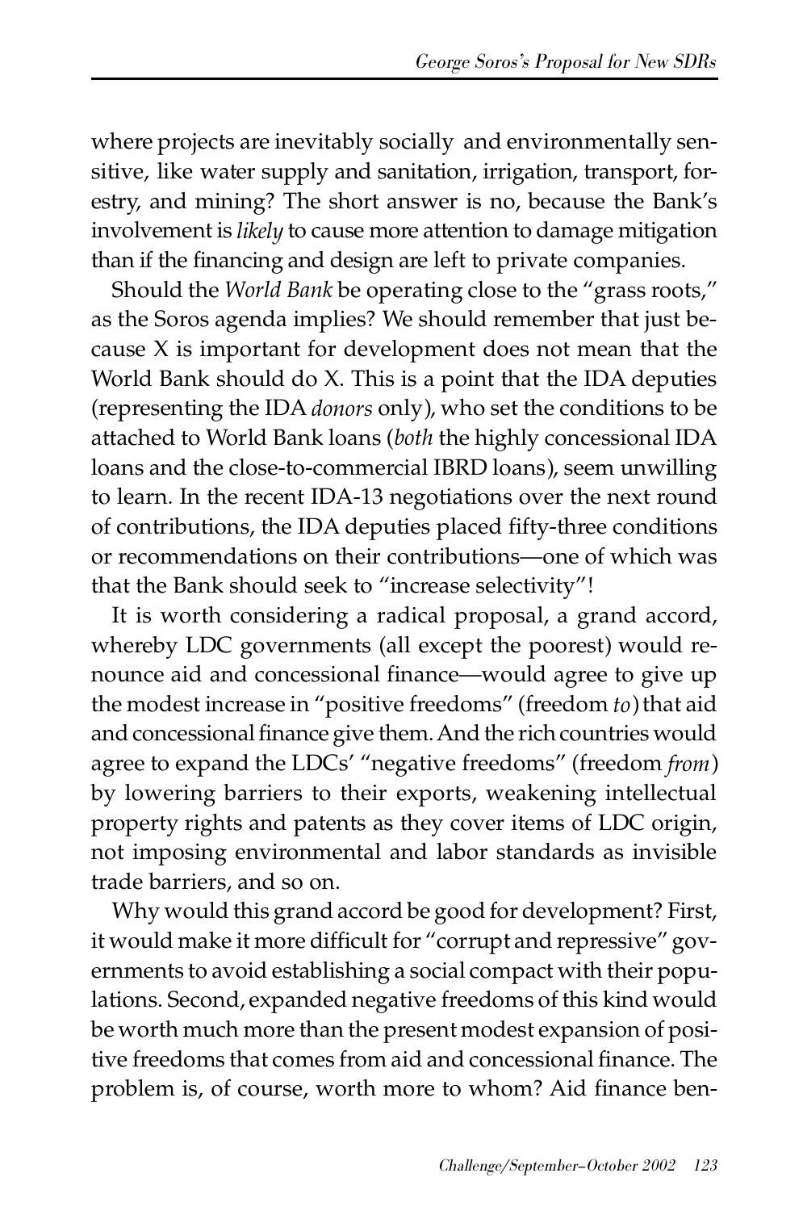where projects are inevitably socially and environmentally sensitive, like water supply and sanitation, irrigation, transport, forestry, and mining? The short answer is no, because the Bank's involvement is *likely* to cause more attention to damage mitigation than if the financing and design are left to private companies.

Should the *World Bank* be operating close to the "grass roots," as the Soros agenda implies? We should remember that just because X is important for development does not mean that the World Bank should do X. This is a point that the IDA deputies (representing the IDA *donors* only), who set the conditions to be attached to World Bank loans (*both* the highly concessional IDA loans and the close-to-commercial IBRD loans), seem unwilling to learn. In the recent IDA-13 negotiations over the next round of contributions, the IDA deputies placed fifty-three conditions or recommendations on their contributions—one of which was that the Bank should seek to "increase selectivity"!

It is worth considering a radical proposal, a grand accord, whereby LDC governments (all except the poorest) would renounce aid and concessional finance—would agree to give up the modest increase in "positive freedoms" (freedom *to*) that aid and concessional finance give them. And the rich countries would agree to expand the LDCs' "negative freedoms" (freedom *from*) by lowering barriers to their exports, weakening intellectual property rights and patents as they cover items of LDC origin, not imposing environmental and labor standards as invisible trade barriers, and so on.

Why would this grand accord be good for development? First, it would make it more difficult for "corrupt and repressive" governments to avoid establishing a social compact with their populations. Second, expanded negative freedoms of this kind would be worth much more than the present modest expansion of positive freedoms that comes from aid and concessional finance. The problem is, of course, worth more to whom? Aid finance ben-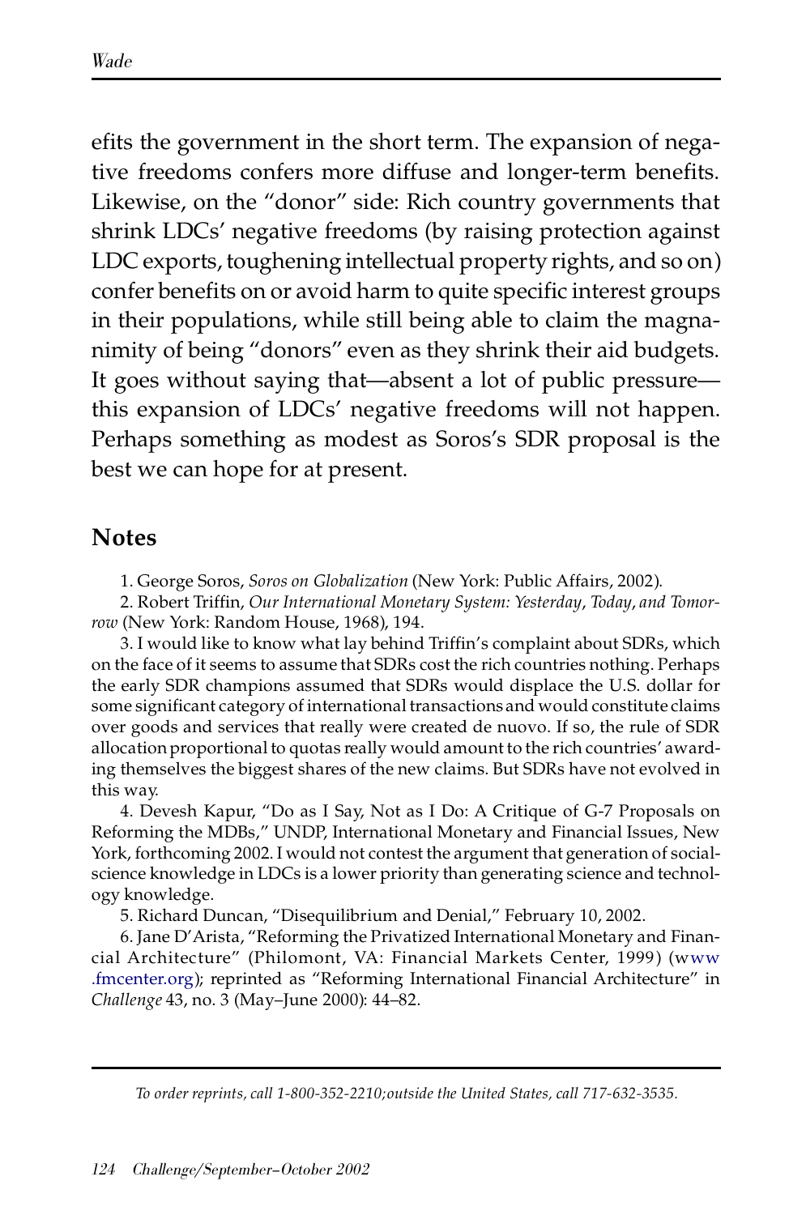efits the government in the short term. The expansion of negative freedoms confers more diffuse and longer-term benefits. Likewise, on the "donor" side: Rich country governments that shrink LDCs' negative freedoms (by raising protection against LDC exports, toughening intellectual property rights, and so on) confer benefits on or avoid harm to quite specific interest groups in their populations, while still being able to claim the magnanimity of being "donors" even as they shrink their aid budgets. It goes without saying that—absent a lot of public pressure—this expansion of LDCs' negative freedoms will not happen. Perhaps something as modest as Soros's SDR proposal is the best we can hope for at present.

## Notes

1. George Soros, *Soros on Globalization* (New York: Public Affairs, 2002).

2. Robert Triffin, *Our International Monetary System: Yesterday, Today, and Tomorrow* (New York: Random House, 1968), 194.

3. I would like to know what lay behind Triffin's complaint about SDRs, which on the face of it seems to assume that SDRs cost the rich countries nothing. Perhaps the early SDR champions assumed that SDRs would displace the U.S. dollar for some significant category of international transactions and would constitute claims over goods and services that really were created de nuovo. If so, the rule of SDR allocation proportional to quotas really would amount to the rich countries' awarding themselves the biggest shares of the new claims. But SDRs have not evolved in this way.

4. Devesh Kapur, "Do as I Say, Not as I Do: A Critique of G-7 Proposals on Reforming the MDBs," UNDP, International Monetary and Financial Issues, New York, forthcoming 2002. I would not contest the argument that generation of social-science knowledge in LDCs is a lower priority than generating science and technology knowledge.

5. Richard Duncan, "Disequilibrium and Denial," February 10, 2002.

6. Jane D'Arista, "Reforming the Privatized International Monetary and Financial Architecture" (Philomont, VA: Financial Markets Center, 1999) (www.fmcenter.org); reprinted as "Reforming International Financial Architecture" in *Challenge* 43, no. 3 (May–June 2000): 44–82.

*To order reprints, call 1-800-352-2210;outside the United States, call 717-632-3535.*